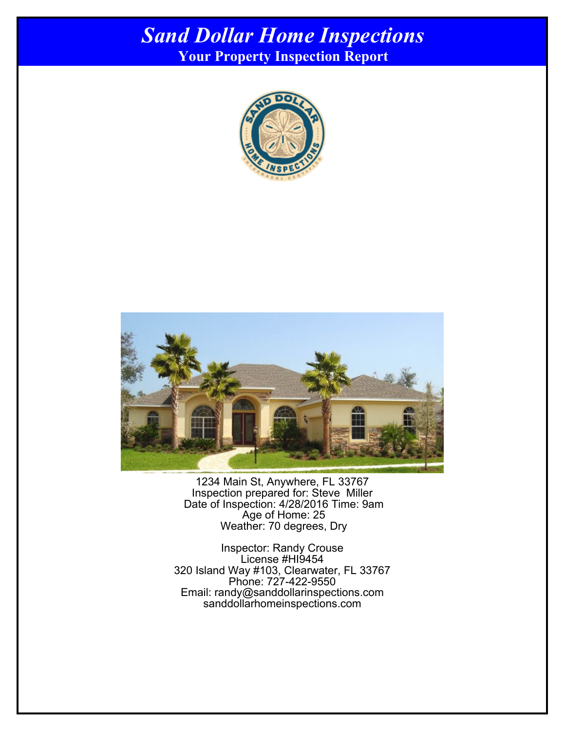# *Sand Dollar Home Inspections*

## Your Property Inspection Report

1234 Main St, Anywhere, FL 33767
Inspection prepared for: Steve Miller
Date of Inspection: 4/28/2016 Time: 9am
Age of Home: 25
Weather: 70 degrees, Dry

Inspector: Randy Crouse
License #HI9454
320 Island Way #103, Clearwater, FL 33767
Phone: 727-422-9550
Email: randy@sanddollarinspections.com
sanddollarhomeinspections.com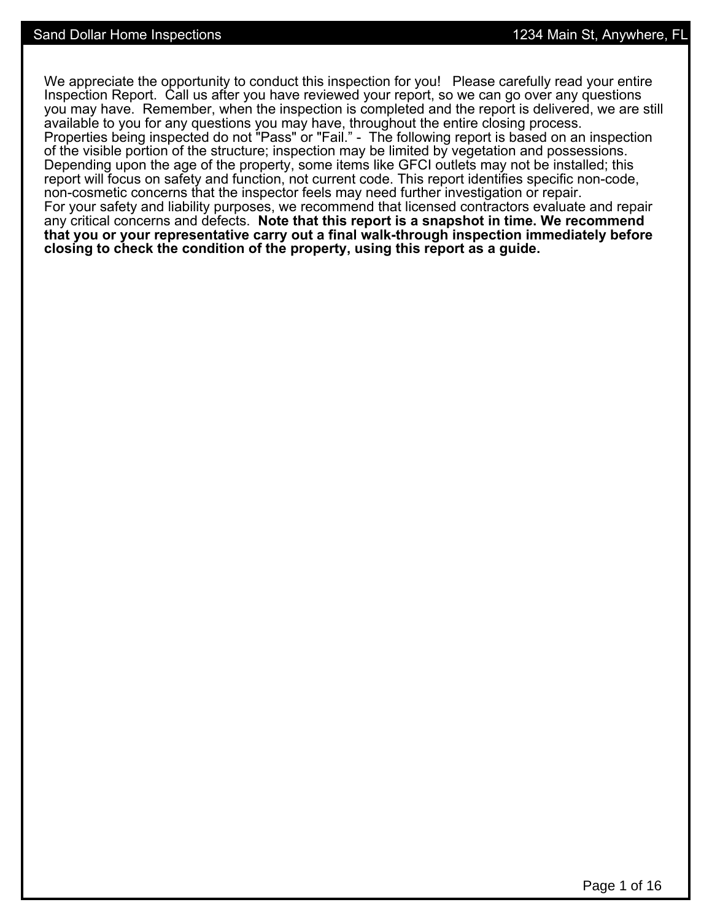We appreciate the opportunity to conduct this inspection for you!   Please carefully read your entire Inspection Report.  Call us after you have reviewed your report, so we can go over any questions you may have.  Remember, when the inspection is completed and the report is delivered, we are still available to you for any questions you may have, throughout the entire closing process.
Properties being inspected do not "Pass" or "Fail." -  The following report is based on an inspection of the visible portion of the structure; inspection may be limited by vegetation and possessions. Depending upon the age of the property, some items like GFCI outlets may not be installed; this report will focus on safety and function, not current code. This report identifies specific non-code, non-cosmetic concerns that the inspector feels may need further investigation or repair.
For your safety and liability purposes, we recommend that licensed contractors evaluate and repair any critical concerns and defects.  **Note that this report is a snapshot in time. We recommend that you or your representative carry out a final walk-through inspection immediately before closing to check the condition of the property, using this report as a guide.**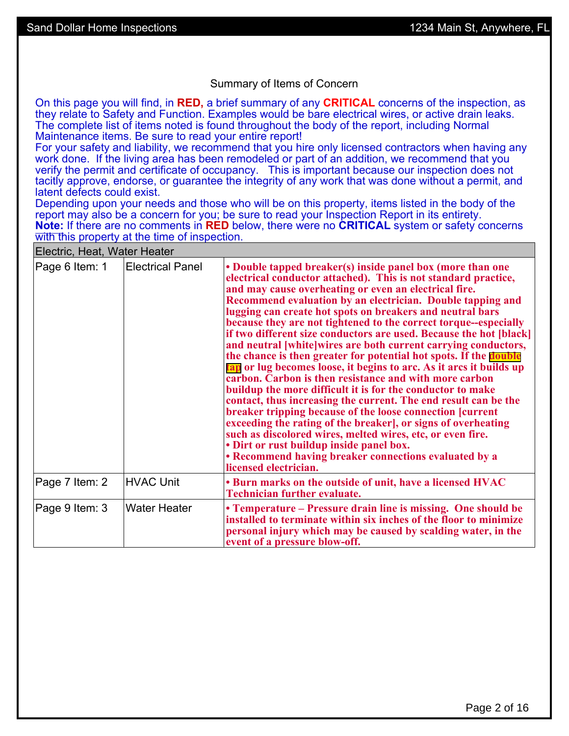## Summary of Items of Concern

On this page you will find, in **RED,** a brief summary of any **CRITICAL** concerns of the inspection, as they relate to Safety and Function. Examples would be bare electrical wires, or active drain leaks. The complete list of items noted is found throughout the body of the report, including Normal Maintenance items. Be sure to read your entire report!

For your safety and liability, we recommend that you hire only licensed contractors when having any work done. If the living area has been remodeled or part of an addition, we recommend that you verify the permit and certificate of occupancy. This is important because our inspection does not tacitly approve, endorse, or guarantee the integrity of any work that was done without a permit, and latent defects could exist.

Depending upon your needs and those who will be on this property, items listed in the body of the report may also be a concern for you; be sure to read your Inspection Report in its entirety.

**Note:** If there are no comments in **RED** below, there were no **CRITICAL** system or safety concerns with this property at the time of inspection.

| Electric, Heat, Water Heater | | |
|---|---|---|
| Page 6 Item: 1 | Electrical Panel | **• Double tapped breaker(s) inside panel box (more than one electrical conductor attached). This is not standard practice, and may cause overheating or even an electrical fire. Recommend evaluation by an electrician. Double tapping and lugging can create hot spots on breakers and neutral bars because they are not tightened to the correct torque--especially if two different size conductors are used. Because the hot [black] and neutral [white]wires are both current carrying conductors, the chance is then greater for potential hot spots. If the double tap or lug becomes loose, it begins to arc. As it arcs it builds up carbon. Carbon is then resistance and with more carbon buildup the more difficult it is for the conductor to make contact, thus increasing the current. The end result can be the breaker tripping because of the loose connection [current exceeding the rating of the breaker], or signs of overheating such as discolored wires, melted wires, etc, or even fire.** <br> **• Dirt or rust buildup inside panel box.** <br> **• Recommend having breaker connections evaluated by a licensed electrician.** |
| Page 7 Item: 2 | HVAC Unit | **• Burn marks on the outside of unit, have a licensed HVAC Technician further evaluate.** |
| Page 9 Item: 3 | Water Heater | **• Temperature – Pressure drain line is missing. One should be installed to terminate within six inches of the floor to minimize personal injury which may be caused by scalding water, in the event of a pressure blow-off.** |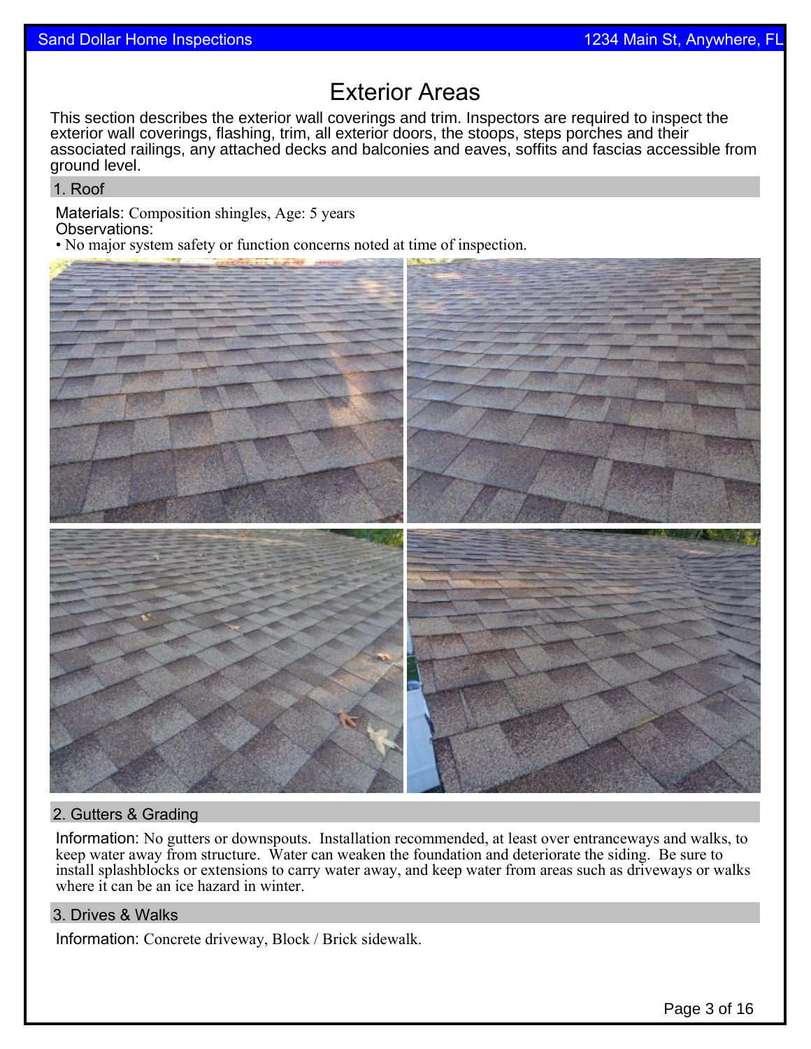# Exterior Areas

This section describes the exterior wall coverings and trim. Inspectors are required to inspect the exterior wall coverings, flashing, trim, all exterior doors, the stoops, steps porches and their associated railings, any attached decks and balconies and eaves, soffits and fascias accessible from ground level.

## 1. Roof

Materials: Composition shingles, Age: 5 years

Observations:

- No major system safety or function concerns noted at time of inspection.

## 2. Gutters & Grading

Information: No gutters or downspouts. Installation recommended, at least over entranceways and walks, to keep water away from structure. Water can weaken the foundation and deteriorate the siding. Be sure to install splashblocks or extensions to carry water away, and keep water from areas such as driveways or walks where it can be an ice hazard in winter.

## 3. Drives & Walks

Information: Concrete driveway, Block / Brick sidewalk.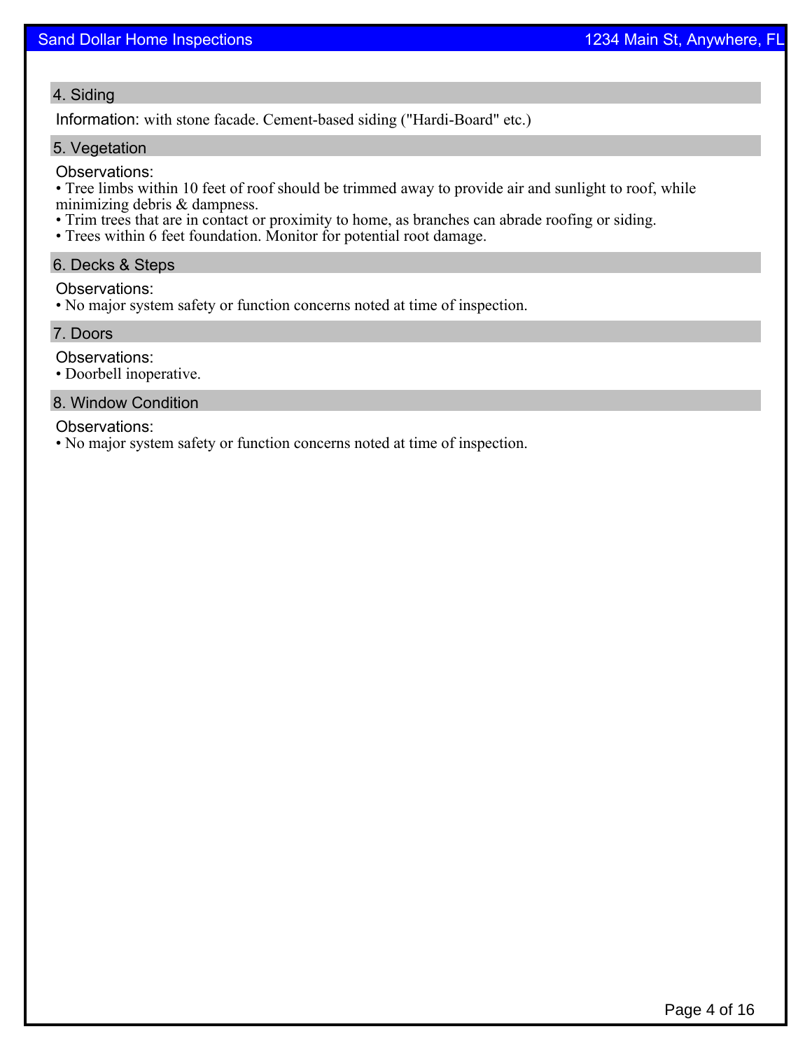## 4. Siding

Information: with stone facade. Cement-based siding ("Hardi-Board" etc.)

## 5. Vegetation

Observations:

- Tree limbs within 10 feet of roof should be trimmed away to provide air and sunlight to roof, while minimizing debris & dampness.
- Trim trees that are in contact or proximity to home, as branches can abrade roofing or siding.
- Trees within 6 feet foundation. Monitor for potential root damage.

## 6. Decks & Steps

Observations:

- No major system safety or function concerns noted at time of inspection.

## 7. Doors

Observations:

- Doorbell inoperative.

## 8. Window Condition

Observations:

- No major system safety or function concerns noted at time of inspection.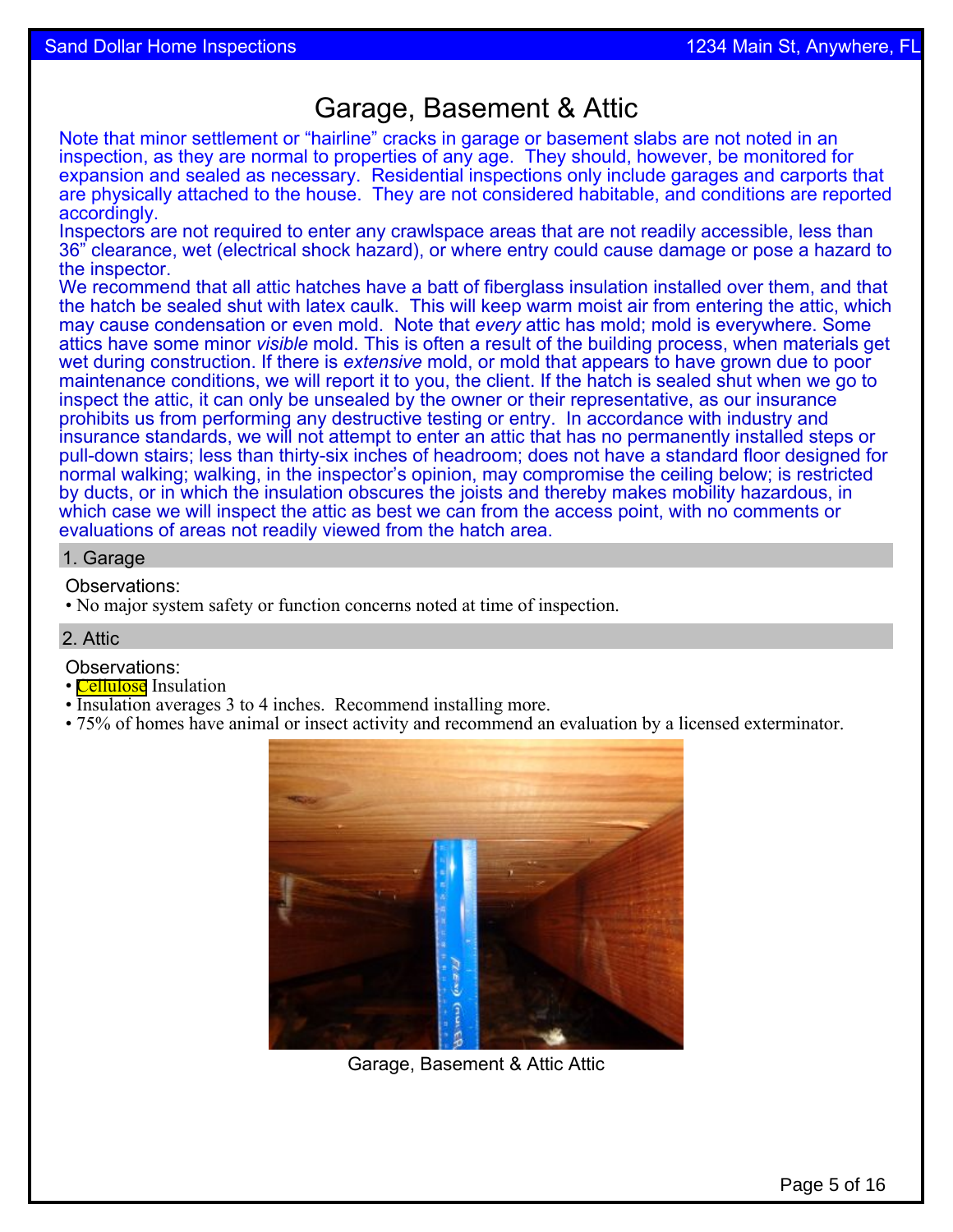# Garage, Basement & Attic

Note that minor settlement or "hairline" cracks in garage or basement slabs are not noted in an inspection, as they are normal to properties of any age. They should, however, be monitored for expansion and sealed as necessary. Residential inspections only include garages and carports that are physically attached to the house. They are not considered habitable, and conditions are reported accordingly.

Inspectors are not required to enter any crawlspace areas that are not readily accessible, less than 36" clearance, wet (electrical shock hazard), or where entry could cause damage or pose a hazard to the inspector.

We recommend that all attic hatches have a batt of fiberglass insulation installed over them, and that the hatch be sealed shut with latex caulk. This will keep warm moist air from entering the attic, which may cause condensation or even mold. Note that *every* attic has mold; mold is everywhere. Some attics have some minor *visible* mold. This is often a result of the building process, when materials get wet during construction. If there is *extensive* mold, or mold that appears to have grown due to poor maintenance conditions, we will report it to you, the client. If the hatch is sealed shut when we go to inspect the attic, it can only be unsealed by the owner or their representative, as our insurance prohibits us from performing any destructive testing or entry. In accordance with industry and insurance standards, we will not attempt to enter an attic that has no permanently installed steps or pull-down stairs; less than thirty-six inches of headroom; does not have a standard floor designed for normal walking; walking, in the inspector's opinion, may compromise the ceiling below; is restricted by ducts, or in which the insulation obscures the joists and thereby makes mobility hazardous, in which case we will inspect the attic as best we can from the access point, with no comments or evaluations of areas not readily viewed from the hatch area.

## 1. Garage

Observations:

- No major system safety or function concerns noted at time of inspection.

## 2. Attic

Observations:

- Cellulose Insulation
- Insulation averages 3 to 4 inches. Recommend installing more.
- 75% of homes have animal or insect activity and recommend an evaluation by a licensed exterminator.

Garage, Basement & Attic Attic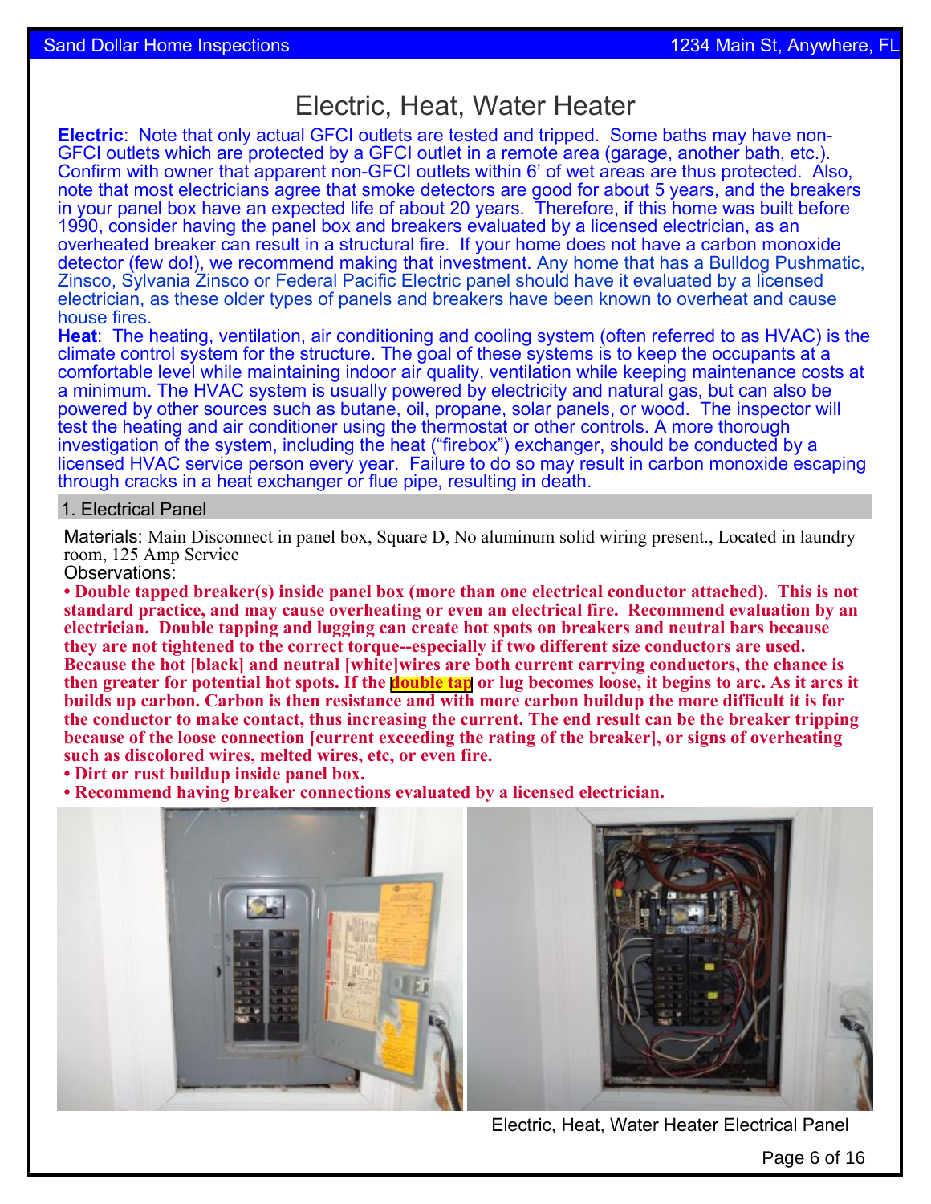# Electric, Heat, Water Heater

**Electric**: Note that only actual GFCI outlets are tested and tripped. Some baths may have non-GFCI outlets which are protected by a GFCI outlet in a remote area (garage, another bath, etc.). Confirm with owner that apparent non-GFCI outlets within 6' of wet areas are thus protected. Also, note that most electricians agree that smoke detectors are good for about 5 years, and the breakers in your panel box have an expected life of about 20 years. Therefore, if this home was built before 1990, consider having the panel box and breakers evaluated by a licensed electrician, as an overheated breaker can result in a structural fire. If your home does not have a carbon monoxide detector (few do!), we recommend making that investment. Any home that has a Bulldog Pushmatic, Zinsco, Sylvania Zinsco or Federal Pacific Electric panel should have it evaluated by a licensed electrician, as these older types of panels and breakers have been known to overheat and cause house fires.

**Heat**: The heating, ventilation, air conditioning and cooling system (often referred to as HVAC) is the climate control system for the structure. The goal of these systems is to keep the occupants at a comfortable level while maintaining indoor air quality, ventilation while keeping maintenance costs at a minimum. The HVAC system is usually powered by electricity and natural gas, but can also be powered by other sources such as butane, oil, propane, solar panels, or wood. The inspector will test the heating and air conditioner using the thermostat or other controls. A more thorough investigation of the system, including the heat ("firebox") exchanger, should be conducted by a licensed HVAC service person every year. Failure to do so may result in carbon monoxide escaping through cracks in a heat exchanger or flue pipe, resulting in death.

## 1. Electrical Panel

Materials: Main Disconnect in panel box, Square D, No aluminum solid wiring present., Located in laundry room, 125 Amp Service

Observations:

- **Double tapped breaker(s) inside panel box (more than one electrical conductor attached). This is not standard practice, and may cause overheating or even an electrical fire. Recommend evaluation by an electrician. Double tapping and lugging can create hot spots on breakers and neutral bars because they are not tightened to the correct torque--especially if two different size conductors are used. Because the hot [black] and neutral [white]wires are both current carrying conductors, the chance is then greater for potential hot spots. If the double tap or lug becomes loose, it begins to arc. As it arcs it builds up carbon. Carbon is then resistance and with more carbon buildup the more difficult it is for the conductor to make contact, thus increasing the current. The end result can be the breaker tripping because of the loose connection [current exceeding the rating of the breaker], or signs of overheating such as discolored wires, melted wires, etc, or even fire.**
- **Dirt or rust buildup inside panel box.**
- **Recommend having breaker connections evaluated by a licensed electrician.**

Electric, Heat, Water Heater Electrical Panel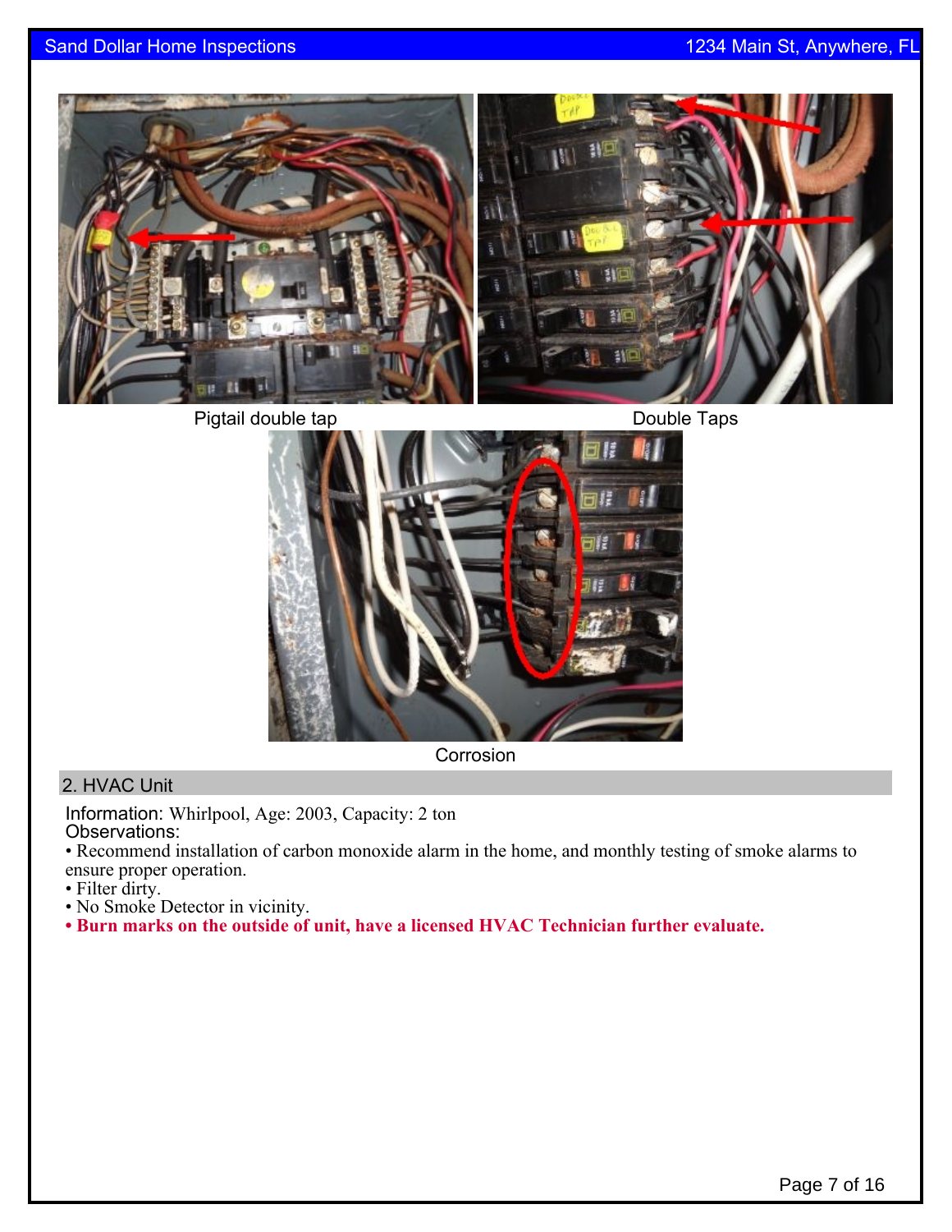Pigtail double tap

Double Taps

Corrosion

## 2. HVAC Unit

Information: Whirlpool, Age: 2003, Capacity: 2 ton

Observations:

- Recommend installation of carbon monoxide alarm in the home, and monthly testing of smoke alarms to ensure proper operation.
- Filter dirty.
- No Smoke Detector in vicinity.
- **Burn marks on the outside of unit, have a licensed HVAC Technician further evaluate.**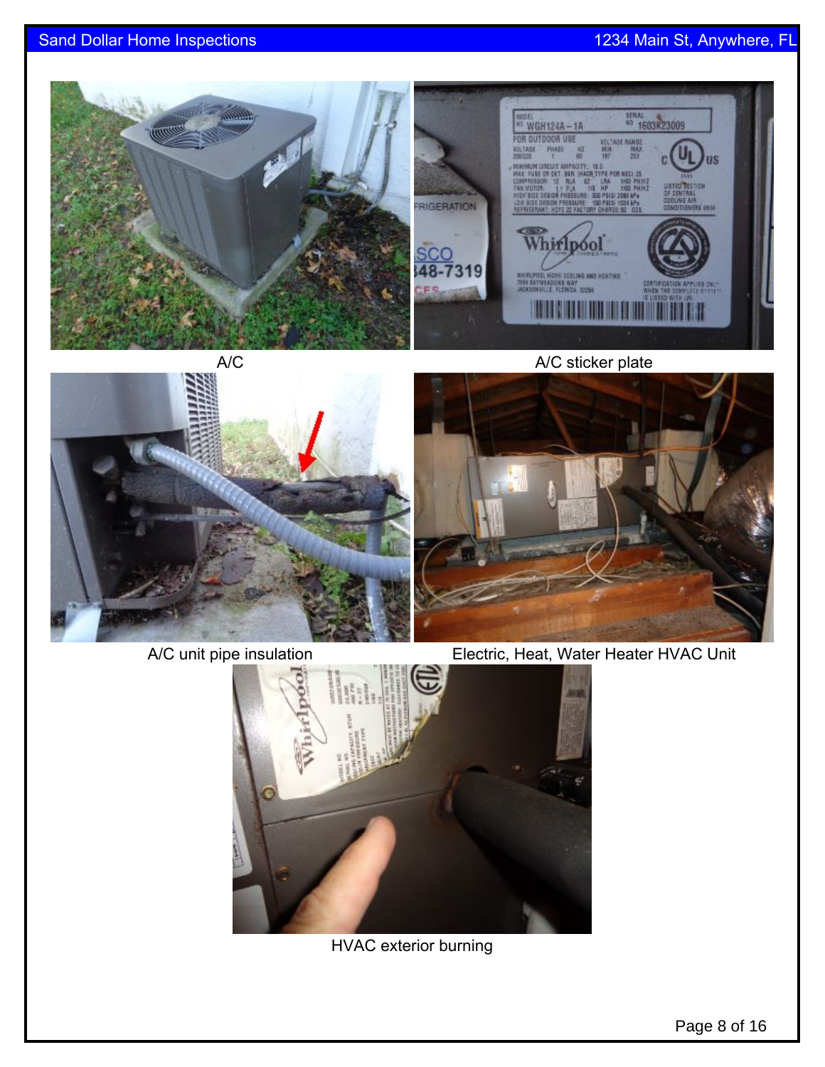A/C

A/C sticker plate

A/C unit pipe insulation

Electric, Heat, Water Heater HVAC Unit

HVAC exterior burning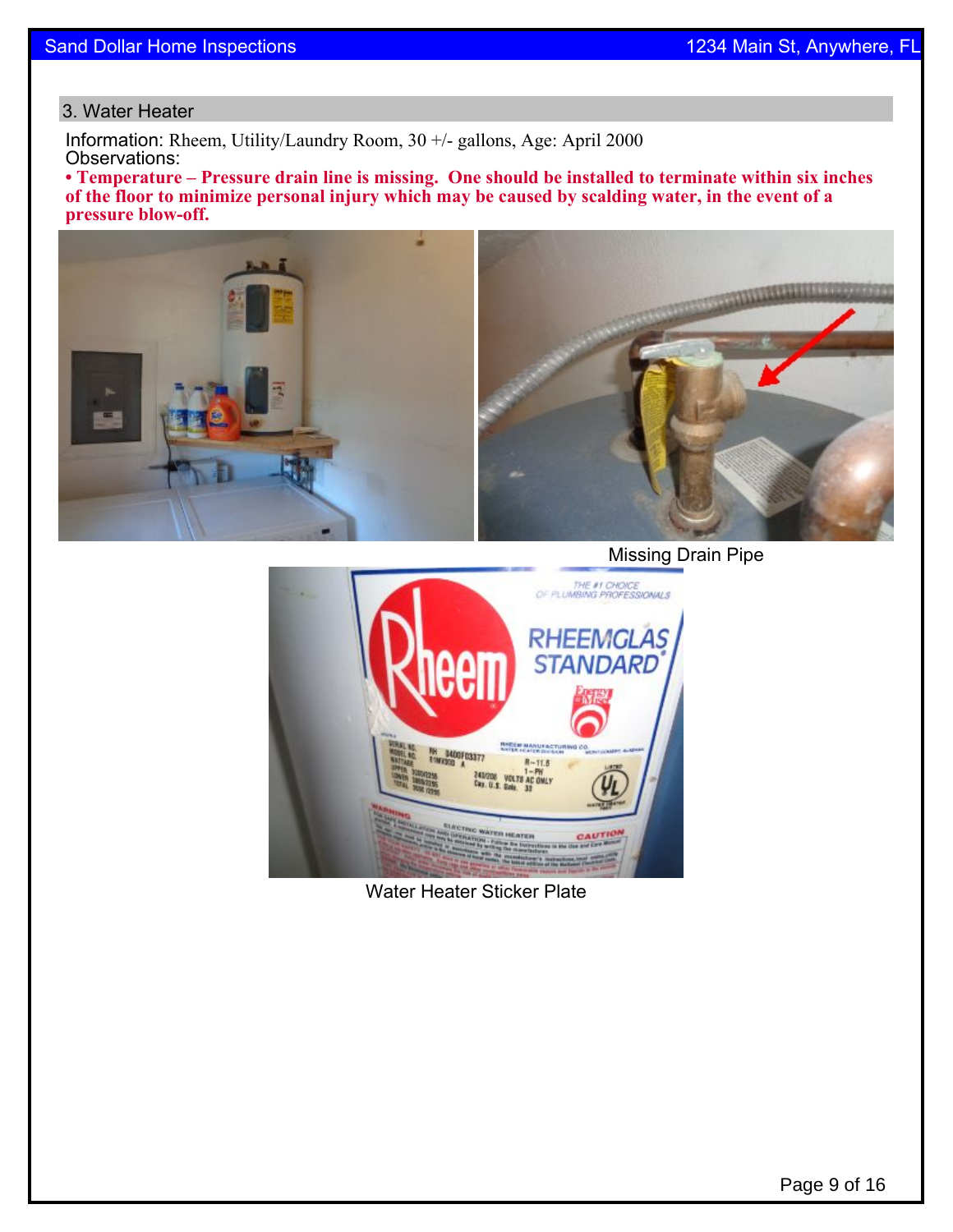## 3. Water Heater

Information: Rheem, Utility/Laundry Room, 30 +/- gallons, Age: April 2000

Observations:

**• Temperature – Pressure drain line is missing. One should be installed to terminate within six inches of the floor to minimize personal injury which may be caused by scalding water, in the event of a pressure blow-off.**

Missing Drain Pipe

Water Heater Sticker Plate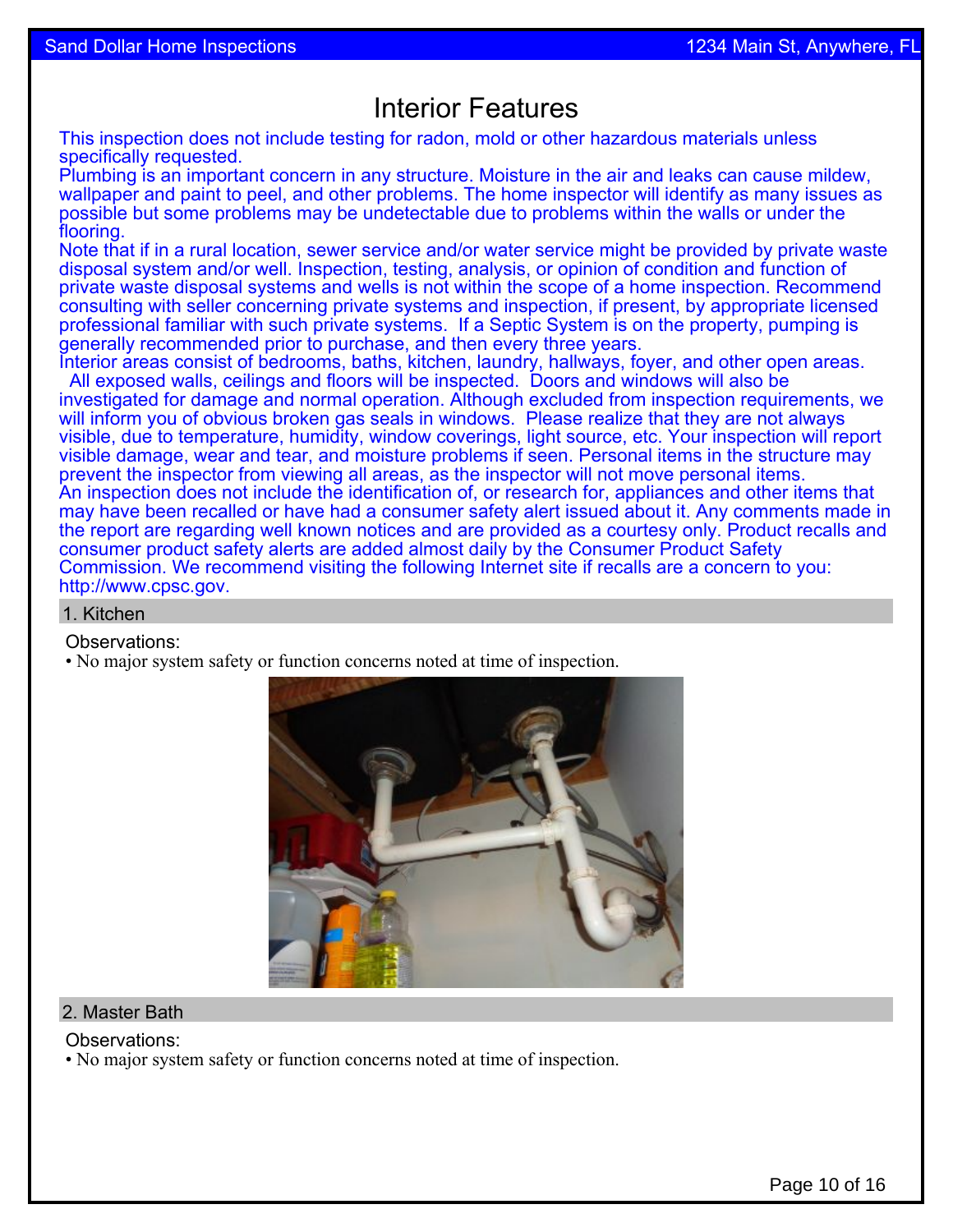# Interior Features

This inspection does not include testing for radon, mold or other hazardous materials unless specifically requested.
Plumbing is an important concern in any structure. Moisture in the air and leaks can cause mildew, wallpaper and paint to peel, and other problems. The home inspector will identify as many issues as possible but some problems may be undetectable due to problems within the walls or under the flooring.
Note that if in a rural location, sewer service and/or water service might be provided by private waste disposal system and/or well. Inspection, testing, analysis, or opinion of condition and function of private waste disposal systems and wells is not within the scope of a home inspection. Recommend consulting with seller concerning private systems and inspection, if present, by appropriate licensed professional familiar with such private systems. If a Septic System is on the property, pumping is generally recommended prior to purchase, and then every three years.
Interior areas consist of bedrooms, baths, kitchen, laundry, hallways, foyer, and other open areas. All exposed walls, ceilings and floors will be inspected. Doors and windows will also be investigated for damage and normal operation. Although excluded from inspection requirements, we will inform you of obvious broken gas seals in windows. Please realize that they are not always visible, due to temperature, humidity, window coverings, light source, etc. Your inspection will report visible damage, wear and tear, and moisture problems if seen. Personal items in the structure may prevent the inspector from viewing all areas, as the inspector will not move personal items.
An inspection does not include the identification of, or research for, appliances and other items that may have been recalled or have had a consumer safety alert issued about it. Any comments made in the report are regarding well known notices and are provided as a courtesy only. Product recalls and consumer product safety alerts are added almost daily by the Consumer Product Safety Commission. We recommend visiting the following Internet site if recalls are a concern to you: http://www.cpsc.gov.

## 1. Kitchen

Observations:

- No major system safety or function concerns noted at time of inspection.

## 2. Master Bath

Observations:

- No major system safety or function concerns noted at time of inspection.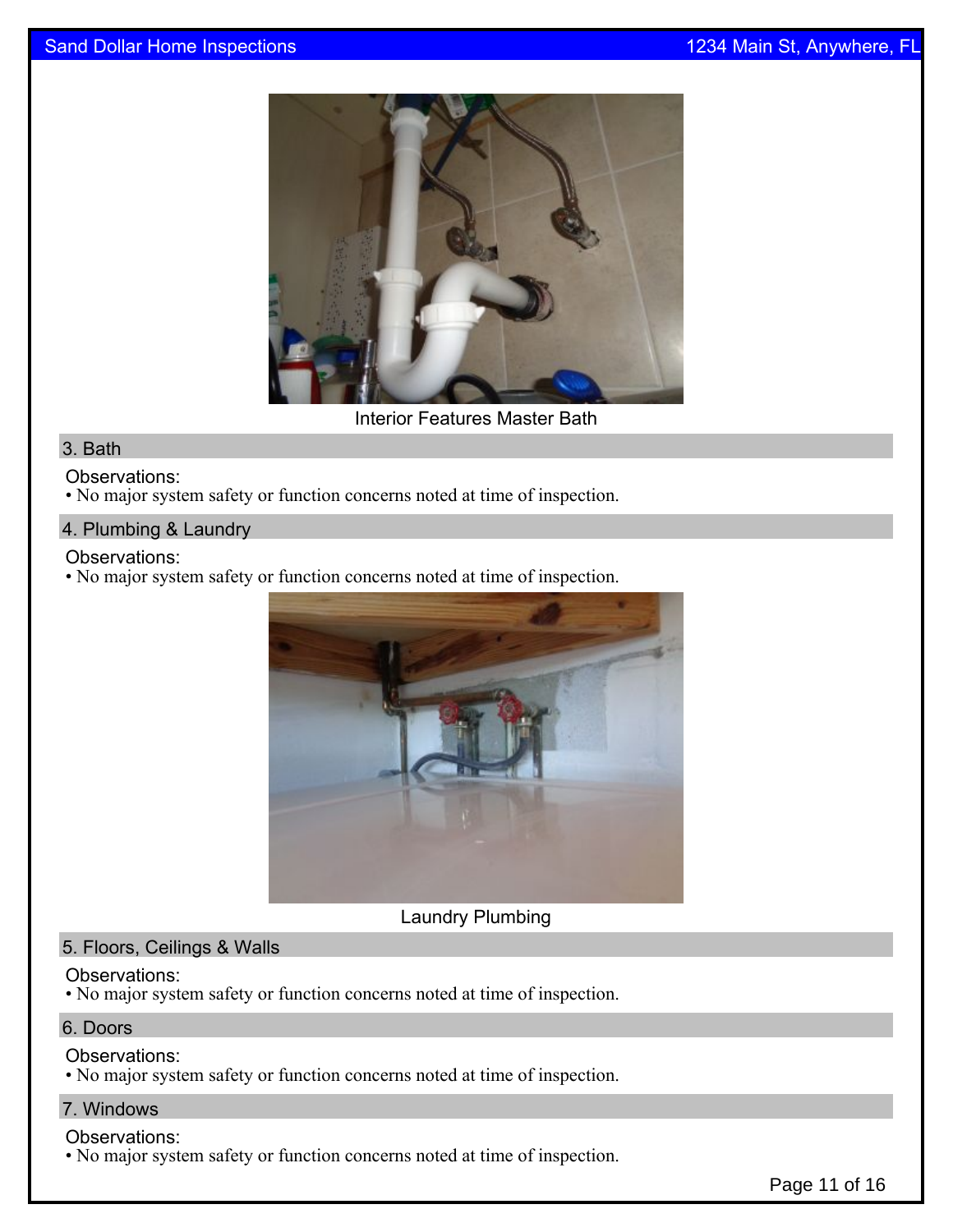Interior Features Master Bath

## 3. Bath

Observations:
- No major system safety or function concerns noted at time of inspection.

## 4. Plumbing & Laundry

Observations:
- No major system safety or function concerns noted at time of inspection.

Laundry Plumbing

## 5. Floors, Ceilings & Walls

Observations:
- No major system safety or function concerns noted at time of inspection.

## 6. Doors

Observations:
- No major system safety or function concerns noted at time of inspection.

## 7. Windows

Observations:
- No major system safety or function concerns noted at time of inspection.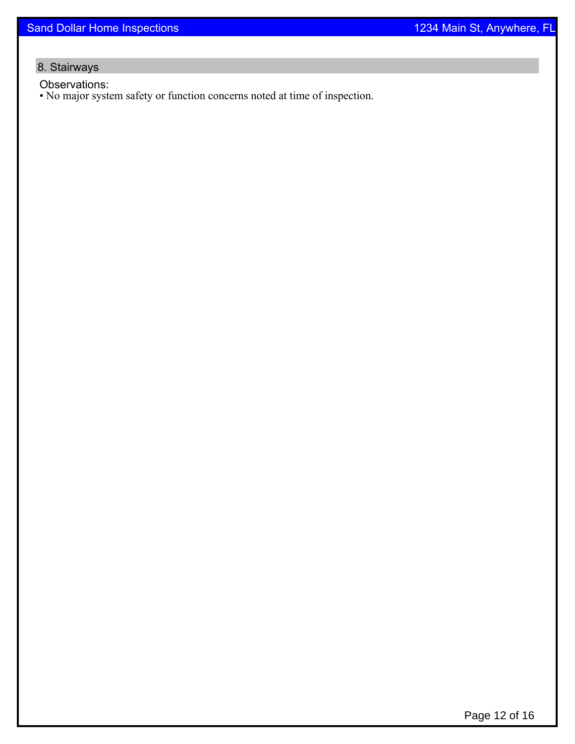## 8. Stairways

Observations:

- No major system safety or function concerns noted at time of inspection.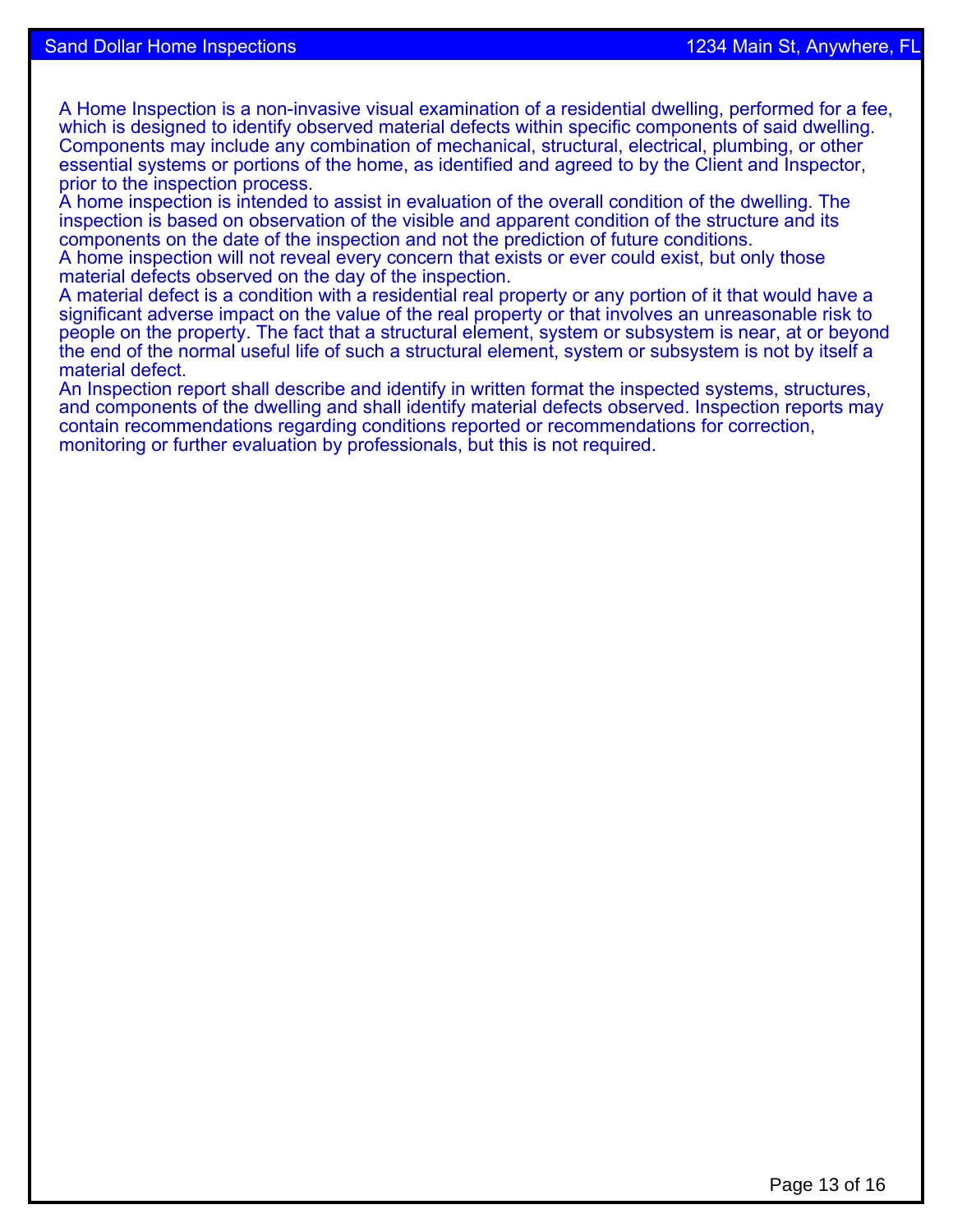A Home Inspection is a non-invasive visual examination of a residential dwelling, performed for a fee, which is designed to identify observed material defects within specific components of said dwelling. Components may include any combination of mechanical, structural, electrical, plumbing, or other essential systems or portions of the home, as identified and agreed to by the Client and Inspector, prior to the inspection process.

A home inspection is intended to assist in evaluation of the overall condition of the dwelling. The inspection is based on observation of the visible and apparent condition of the structure and its components on the date of the inspection and not the prediction of future conditions.

A home inspection will not reveal every concern that exists or ever could exist, but only those material defects observed on the day of the inspection.

A material defect is a condition with a residential real property or any portion of it that would have a significant adverse impact on the value of the real property or that involves an unreasonable risk to people on the property. The fact that a structural element, system or subsystem is near, at or beyond the end of the normal useful life of such a structural element, system or subsystem is not by itself a material defect.

An Inspection report shall describe and identify in written format the inspected systems, structures, and components of the dwelling and shall identify material defects observed. Inspection reports may contain recommendations regarding conditions reported or recommendations for correction, monitoring or further evaluation by professionals, but this is not required.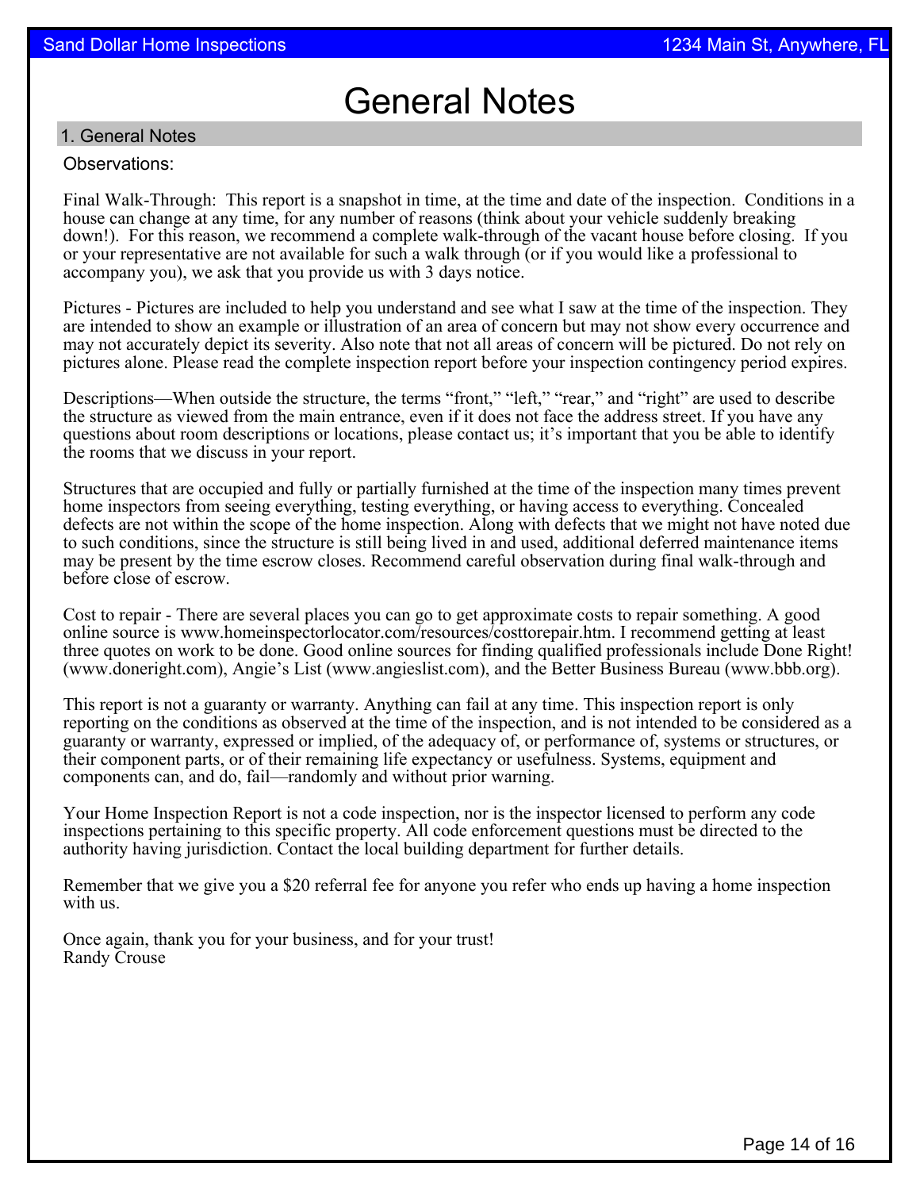# General Notes

## 1. General Notes

Observations:

Final Walk-Through: This report is a snapshot in time, at the time and date of the inspection. Conditions in a house can change at any time, for any number of reasons (think about your vehicle suddenly breaking down!). For this reason, we recommend a complete walk-through of the vacant house before closing. If you or your representative are not available for such a walk through (or if you would like a professional to accompany you), we ask that you provide us with 3 days notice.

Pictures - Pictures are included to help you understand and see what I saw at the time of the inspection. They are intended to show an example or illustration of an area of concern but may not show every occurrence and may not accurately depict its severity. Also note that not all areas of concern will be pictured. Do not rely on pictures alone. Please read the complete inspection report before your inspection contingency period expires.

Descriptions—When outside the structure, the terms “front,” “left,” “rear,” and “right” are used to describe the structure as viewed from the main entrance, even if it does not face the address street. If you have any questions about room descriptions or locations, please contact us; it’s important that you be able to identify the rooms that we discuss in your report.

Structures that are occupied and fully or partially furnished at the time of the inspection many times prevent home inspectors from seeing everything, testing everything, or having access to everything. Concealed defects are not within the scope of the home inspection. Along with defects that we might not have noted due to such conditions, since the structure is still being lived in and used, additional deferred maintenance items may be present by the time escrow closes. Recommend careful observation during final walk-through and before close of escrow.

Cost to repair - There are several places you can go to get approximate costs to repair something. A good online source is www.homeinspectorlocator.com/resources/costtorepair.htm. I recommend getting at least three quotes on work to be done. Good online sources for finding qualified professionals include Done Right! (www.doneright.com), Angie’s List (www.angieslist.com), and the Better Business Bureau (www.bbb.org).

This report is not a guaranty or warranty. Anything can fail at any time. This inspection report is only reporting on the conditions as observed at the time of the inspection, and is not intended to be considered as a guaranty or warranty, expressed or implied, of the adequacy of, or performance of, systems or structures, or their component parts, or of their remaining life expectancy or usefulness. Systems, equipment and components can, and do, fail—randomly and without prior warning.

Your Home Inspection Report is not a code inspection, nor is the inspector licensed to perform any code inspections pertaining to this specific property. All code enforcement questions must be directed to the authority having jurisdiction. Contact the local building department for further details.

Remember that we give you a $20 referral fee for anyone you refer who ends up having a home inspection with us.

Once again, thank you for your business, and for your trust!
Randy Crouse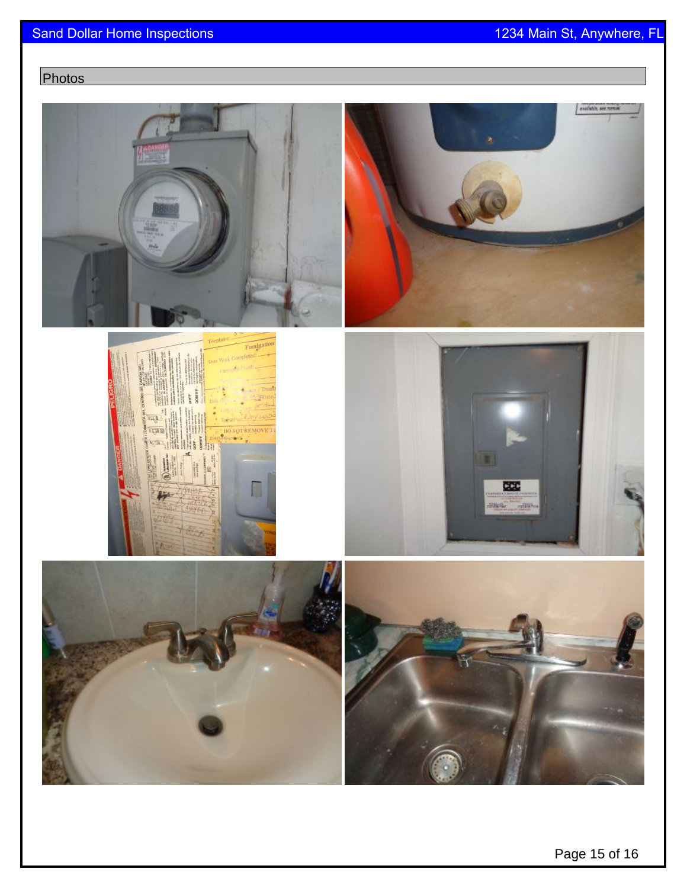## Photos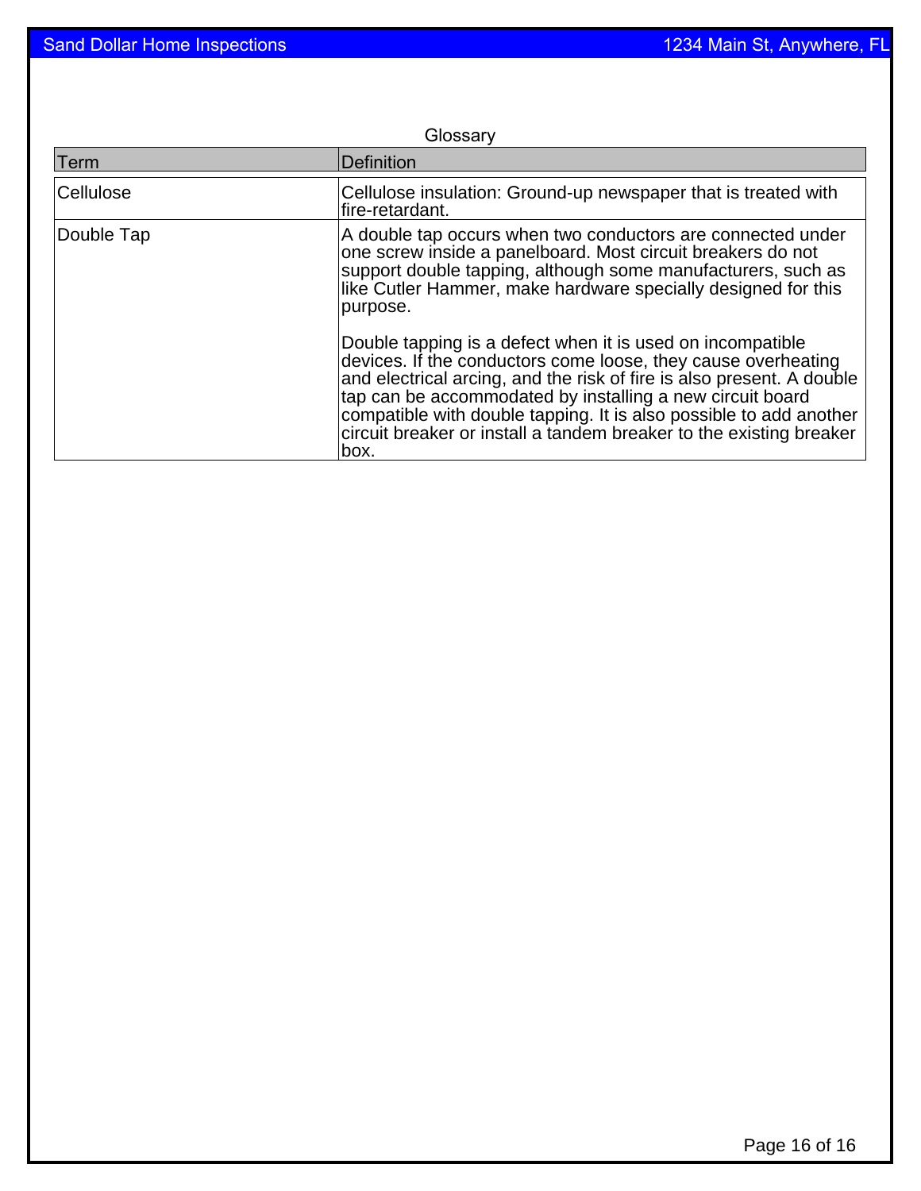Glossary

| Term | Definition |
| --- | --- |
| Cellulose | Cellulose insulation: Ground-up newspaper that is treated with fire-retardant. |
| Double Tap | A double tap occurs when two conductors are connected under one screw inside a panelboard. Most circuit breakers do not support double tapping, although some manufacturers, such as like Cutler Hammer, make hardware specially designed for this purpose.<br><br>Double tapping is a defect when it is used on incompatible devices. If the conductors come loose, they cause overheating and electrical arcing, and the risk of fire is also present. A double tap can be accommodated by installing a new circuit board compatible with double tapping. It is also possible to add another circuit breaker or install a tandem breaker to the existing breaker box. |